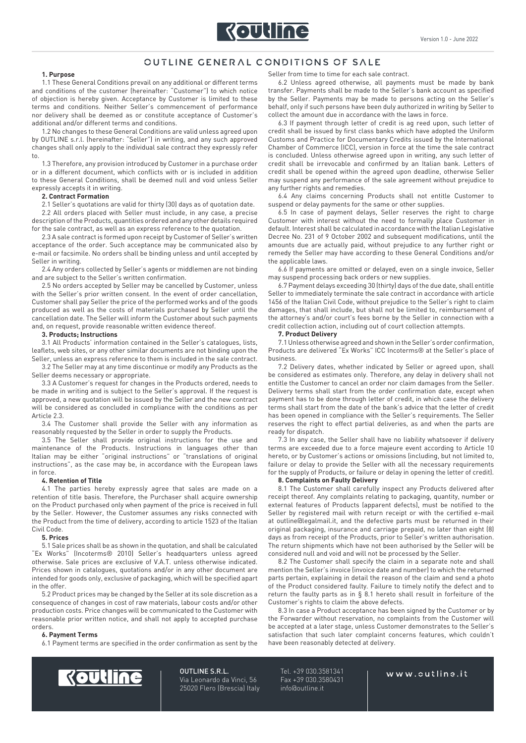# OUTLINE GENERAL CONDITIONS OF SALE

**1. Purpose**

1.1 These General Conditions prevail on any additional or different terms and conditions of the customer (hereinafter: "Customer") to which notice of objection is hereby given. Acceptance by Customer is limited to these terms and conditions. Neither Seller's commencement of performance nor delivery shall be deemed as or constitute acceptance of Customer's additional and/or different terms and conditions.

1.2 No changes to these General Conditions are valid unless agreed upon by OUTLINE s.r.l. (hereinafter: "Seller") in writing, and any such approved changes shall only apply to the individual sale contract they expressly refer to.

1.3 Therefore, any provision introduced by Customer in a purchase order or in a different document, which conflicts with or is included in addition to these General Conditions, shall be deemed null and void unless Seller expressly accepts it in writing.

**2. Contract Formation**

2.1 Seller's quotations are valid for thirty (30) days as of quotation date.

2.2 All orders placed with Seller must include, in any case, a precise description of the Products, quantities ordered and any other details required for the sale contract, as well as an express reference to the quotation.

2.3 A sale contract is formed upon receipt by Customer of Seller's written acceptance of the order. Such acceptance may be communicated also by e-mail or facsimile. No orders shall be binding unless and until accepted by Seller in writing.

2.4 Any orders collected by Seller's agents or middlemen are not binding and are subject to the Seller's written confirmation.

2.5 No orders accepted by Seller may be cancelled by Customer, unless with the Seller's prior written consent. In the event of order cancellation, Customer shall pay Seller the price of the performed works and of the goods produced as well as the costs of materials purchased by Seller until the cancellation date. The Seller will inform the Customer about such payments and, on request, provide reasonable written evidence thereof.

**3. Products; Instructions**

3.1 All Products' information contained in the Seller's catalogues, lists, leaflets, web sites, or any other similar documents are not binding upon the Seller, unless an express reference to them is included in the sale contract.

3.2 The Seller may at any time discontinue or modify any Products as the Seller deems necessary or appropriate.

3.3 A Customer's request for changes in the Products ordered, needs to be made in writing and is subject to the Seller's approval. If the request is approved, a new quotation will be issued by the Seller and the new contract will be considered as concluded in compliance with the conditions as per Article 2.3.

3.4 The Customer shall provide the Seller with any information as reasonably requested by the Seller in order to supply the Products.

3.5 The Seller shall provide original instructions for the use and maintenance of the Products. Instructions in languages other than Italian may be either "original instructions" or "translations of original instructions", as the case may be, in accordance with the European laws in force.

**4. Retention of Title**

4.1 The parties hereby expressly agree that sales are made on a retention of title basis. Therefore, the Purchaser shall acquire ownership on the Product purchased only when payment of the price is received in full by the Seller. However, the Customer assumes any risks connected with the Product from the time of delivery, according to article 1523 of the Italian Civil Code.

**5. Prices**

5.1 Sale prices shall be as shown in the quotation, and shall be calculated "Ex Works" (Incoterms® 2010) Seller's headquarters unless agreed otherwise. Sale prices are exclusive of V.A.T. unless otherwise indicated. Prices shown in catalogues, quotations and/or in any other document are intended for goods only, exclusive of packaging, which will be specified apart in the offer.

5.2 Product prices may be changed by the Seller at its sole discretion as a consequence of changes in cost of raw materials, labour costs and/or other production costs. Price changes will be communicated to the Customer with reasonable prior written notice, and shall not apply to accepted purchase orders.

**6. Payment Terms**

6.1 Payment terms are specified in the order confirmation as sent by the Seller from time to time for each sale contract.

6.2 Unless agreed otherwise, all payments must be made by bank transfer. Payments shall be made to the Seller's bank account as specified by the Seller. Payments may be made to persons acting on the Seller's behalf, only if such persons have been duly authorized in writing by Seller to collect the amount due in accordance with the laws in force.

6.3 If payment through letter of credit is ag reed upon, such letter of credit shall be issued by first class banks which have adopted the Uniform Customs and Practice for Documentary Credits issued by the International Chamber of Commerce (ICC), version in force at the time the sale contract is concluded. Unless otherwise agreed upon in writing, any such letter of credit shall be irrevocable and confirmed by an Italian bank. Letters of credit shall be opened within the agreed upon deadline, otherwise Seller may suspend any performance of the sale agreement without prejudice to any further rights and remedies.

6.4 Any claims concerning Products shall not entitle Customer to suspend or delay payments for the same or other supplies.

6.5 In case of payment delays, Seller reserves the right to charge Customer with interest without the need to formally place Customer in default. Interest shall be calculated in accordance with the Italian Legislative Decree No. 231 of 9 October 2002 and subsequent modifications, until the amounts due are actually paid, without prejudice to any further right or remedy the Seller may have according to these General Conditions and/or the applicable laws.

6.6 If payments are omitted or delayed, even on a single invoice, Seller may suspend processing back orders or new supplies.

6.7 Payment delays exceeding 30 (thirty) days of the due date, shall entitle Seller to immediately terminate the sale contract in accordance with article 1456 of the Italian Civil Code, without prejudice to the Seller's right to claim damages, that shall include, but shall not be limited to, reimbursement of the attorney's and/or court's fees borne by the Seller in connection with a credit collection action, including out of court collection attempts.

**7. Product Delivery**

7.1 Unless otherwise agreed and shown in the Seller's order confirmation, Products are delivered "Ex Works" ICC Incoterms® at the Seller's place of business.

7.2 Delivery dates, whether indicated by Seller or agreed upon, shall be considered as estimates only. Therefore, any delay in delivery shall not entitle the Customer to cancel an order nor claim damages from the Seller. Delivery terms shall start from the order confirmation date, except when payment has to be done through letter of credit, in which case the delivery terms shall start from the date of the bank's advice that the letter of credit has been opened in compliance with the Seller's requirements. The Seller reserves the right to effect partial deliveries, as and when the parts are ready for dispatch.

7.3 In any case, the Seller shall have no liability whatsoever if delivery terms are exceeded due to a force majeure event according to Article 10 hereto, or by Customer's actions or omissions (including, but not limited to, failure or delay to provide the Seller with all the necessary requirements for the supply of Products, or failure or delay in opening the letter of credit).

**8. Complaints on Faulty Delivery**

8.1 The Customer shall carefully inspect any Products delivered after receipt thereof. Any complaints relating to packaging, quantity, number or external features of Products (apparent defects), must be notified to the Seller by registered mail with return receipt or with the certified e-mail at outline@legalmail.it, and the defective parts must be returned in their original packaging, insurance and carriage prepaid, no later than eight (8) days as from receipt of the Products, prior to Seller's written authorisation. The return shipments which have not been authorised by the Seller will be considered null and void and will not be processed by the Seller.

8.2 The Customer shall specify the claim in a separate note and shall mention the Seller's invoice (invoice date and number) to which the returned parts pertain, explaining in detail the reason of the claim and send a photo of the Product considered faulty. Failure to timely notify the defect and to return the faulty parts as in § 8.1 hereto shall result in forfeiture of the Customer's rights to claim the above defects.

8.3 In case a Product acceptance has been signed by the Customer or by the Forwarder without reservation, no complaints from the Customer will be accepted at a later stage, unless Customer demonstrates to the Seller's satisfaction that such later complaint concerns features, which couldn't have been reasonably detected at delivery.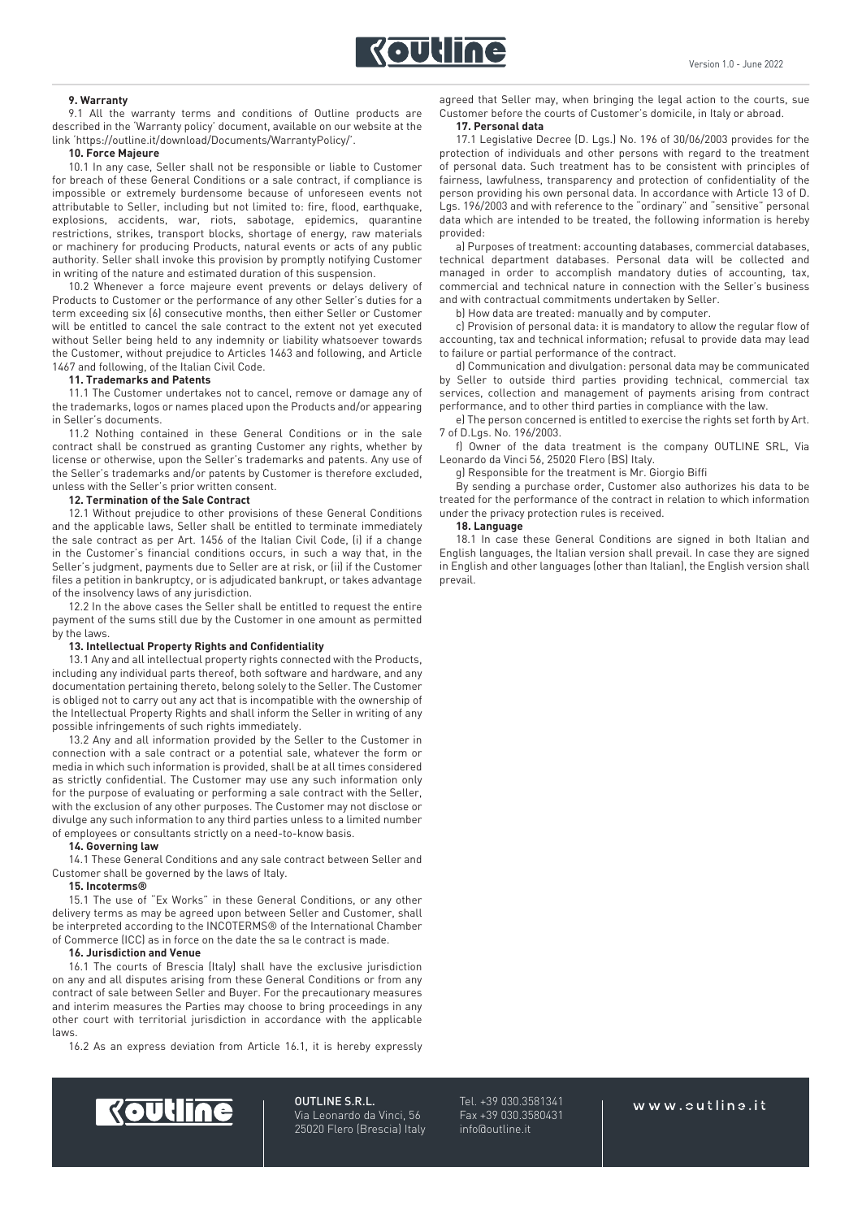**9. Warranty**

9.1 All the warranty terms and conditions of Outline products are described in the 'Warranty policy' document, available on our website at the link 'https://outline.it/download/Documents/WarrantyPolicy/'.

**10. Force Majeure**

10.1 In any case, Seller shall not be responsible or liable to Customer for breach of these General Conditions or a sale contract, if compliance is impossible or extremely burdensome because of unforeseen events not attributable to Seller, including but not limited to: fire, flood, earthquake, explosions, accidents, war, riots, sabotage, epidemics, quarantine restrictions, strikes, transport blocks, shortage of energy, raw materials or machinery for producing Products, natural events or acts of any public authority. Seller shall invoke this provision by promptly notifying Customer in writing of the nature and estimated duration of this suspension.

10.2 Whenever a force majeure event prevents or delays delivery of Products to Customer or the performance of any other Seller's duties for a term exceeding six (6) consecutive months, then either Seller or Customer will be entitled to cancel the sale contract to the extent not yet executed without Seller being held to any indemnity or liability whatsoever towards the Customer, without prejudice to Articles 1463 and following, and Article 1467 and following, of the Italian Civil Code.

**11. Trademarks and Patents**

11.1 The Customer undertakes not to cancel, remove or damage any of the trademarks, logos or names placed upon the Products and/or appearing in Seller's documents.

11.2 Nothing contained in these General Conditions or in the sale contract shall be construed as granting Customer any rights, whether by license or otherwise, upon the Seller's trademarks and patents. Any use of the Seller's trademarks and/or patents by Customer is therefore excluded, unless with the Seller's prior written consent.

**12. Termination of the Sale Contract**

12.1 Without prejudice to other provisions of these General Conditions and the applicable laws, Seller shall be entitled to terminate immediately the sale contract as per Art. 1456 of the Italian Civil Code, (i) if a change in the Customer's financial conditions occurs, in such a way that, in the Seller's judgment, payments due to Seller are at risk, or (ii) if the Customer files a petition in bankruptcy, or is adjudicated bankrupt, or takes advantage of the insolvency laws of any jurisdiction.

12.2 In the above cases the Seller shall be entitled to request the entire payment of the sums still due by the Customer in one amount as permitted by the laws.

**13. Intellectual Property Rights and Confidentiality**

13.1 Any and all intellectual property rights connected with the Products, including any individual parts thereof, both software and hardware, and any documentation pertaining thereto, belong solely to the Seller. The Customer is obliged not to carry out any act that is incompatible with the ownership of the Intellectual Property Rights and shall inform the Seller in writing of any possible infringements of such rights immediately.

13.2 Any and all information provided by the Seller to the Customer in connection with a sale contract or a potential sale, whatever the form or media in which such information is provided, shall be at all times considered as strictly confidential. The Customer may use any such information only for the purpose of evaluating or performing a sale contract with the Seller, with the exclusion of any other purposes. The Customer may not disclose or divulge any such information to any third parties unless to a limited number of employees or consultants strictly on a need-to-know basis.

**14. Governing law**

14.1 These General Conditions and any sale contract between Seller and Customer shall be governed by the laws of Italy.

**15. Incoterms®**

15.1 The use of "Ex Works" in these General Conditions, or any other delivery terms as may be agreed upon between Seller and Customer, shall be interpreted according to the INCOTERMS® of the International Chamber of Commerce (ICC) as in force on the date the sa le contract is made.

**16. Jurisdiction and Venue**

16.1 The courts of Brescia (Italy) shall have the exclusive jurisdiction on any and all disputes arising from these General Conditions or from any contract of sale between Seller and Buyer. For the precautionary measures and interim measures the Parties may choose to bring proceedings in any other court with territorial jurisdiction in accordance with the applicable laws.

16.2 As an express deviation from Article 16.1, it is hereby expressly agreed that Seller may, when bringing the legal action to the courts, sue Customer before the courts of Customer's domicile, in Italy or abroad.

**17. Personal data**

17.1 Legislative Decree (D. Lgs.) No. 196 of 30/06/2003 provides for the protection of individuals and other persons with regard to the treatment of personal data. Such treatment has to be consistent with principles of fairness, lawfulness, transparency and protection of confidentiality of the person providing his own personal data. In accordance with Article 13 of D. Lgs. 196/2003 and with reference to the "ordinary" and "sensitive" personal data which are intended to be treated, the following information is hereby provided:

a) Purposes of treatment: accounting databases, commercial databases, technical department databases. Personal data will be collected and managed in order to accomplish mandatory duties of accounting, tax, commercial and technical nature in connection with the Seller's business and with contractual commitments undertaken by Seller.

b) How data are treated: manually and by computer.

c) Provision of personal data: it is mandatory to allow the regular flow of accounting, tax and technical information; refusal to provide data may lead to failure or partial performance of the contract.

d) Communication and divulgation: personal data may be communicated by Seller to outside third parties providing technical, commercial tax services, collection and management of payments arising from contract performance, and to other third parties in compliance with the law.

e) The person concerned is entitled to exercise the rights set forth by Art. 7 of D.Lgs. No. 196/2003.

f) Owner of the data treatment is the company OUTLINE SRL, Via Leonardo da Vinci 56, 25020 Flero (BS) Italy.

g) Responsible for the treatment is Mr. Giorgio Biffi

By sending a purchase order, Customer also authorizes his data to be treated for the performance of the contract in relation to which information under the privacy protection rules is received.

**18. Language**

18.1 In case these General Conditions are signed in both Italian and English languages, the Italian version shall prevail. In case they are signed in English and other languages (other than Italian), the English version shall prevail.